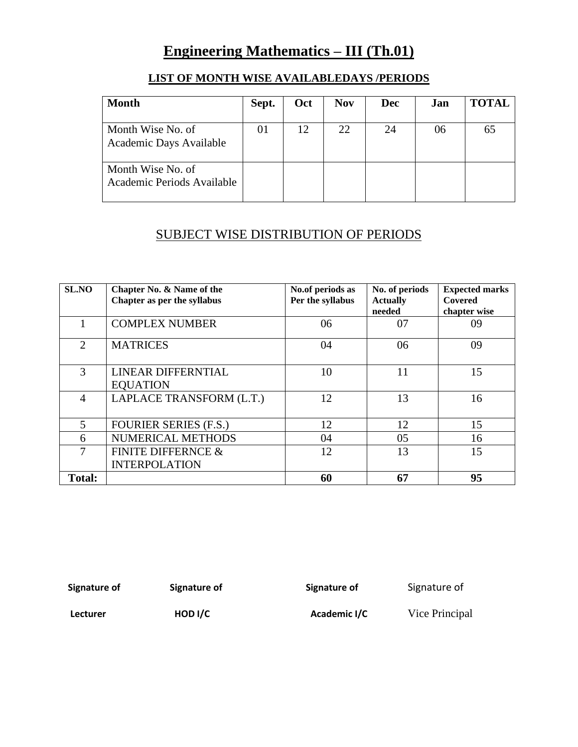# Engineering Mathematics – III (Th.01)

## LIST OF MONTH WISE AVAILABLEDAYS /PERIODS

| Month | Sept. | Oct | Nov | Dec | Jan | TOTAL |
|---|---|---|---|---|---|---|
| Month Wise No. of Academic Days Available | 01 | 12 | 22 | 24 | 06 | 65 |
| Month Wise No. of Academic Periods Available | | | | | | |

## SUBJECT WISE DISTRIBUTION OF PERIODS

| SL.NO | Chapter No. & Name of the Chapter as per the syllabus | No.of periods as Per the syllabus | No. of periods Actually needed | Expected marks Covered chapter wise |
|---|---|---|---|---|
| 1 | COMPLEX NUMBER | 06 | 07 | 09 |
| 2 | MATRICES | 04 | 06 | 09 |
| 3 | LINEAR DIFFERNTIAL EQUATION | 10 | 11 | 15 |
| 4 | LAPLACE TRANSFORM (L.T.) | 12 | 13 | 16 |
| 5 | FOURIER SERIES (F.S.) | 12 | 12 | 15 |
| 6 | NUMERICAL METHODS | 04 | 05 | 16 |
| 7 | FINITE DIFFERNCE & INTERPOLATION | 12 | 13 | 15 |
| **Total:** | | **60** | **67** | **95** |

| Signature of Lecturer | Signature of HOD I/C | Signature of Academic I/C | Signature of Vice Principal |
|---|---|---|---|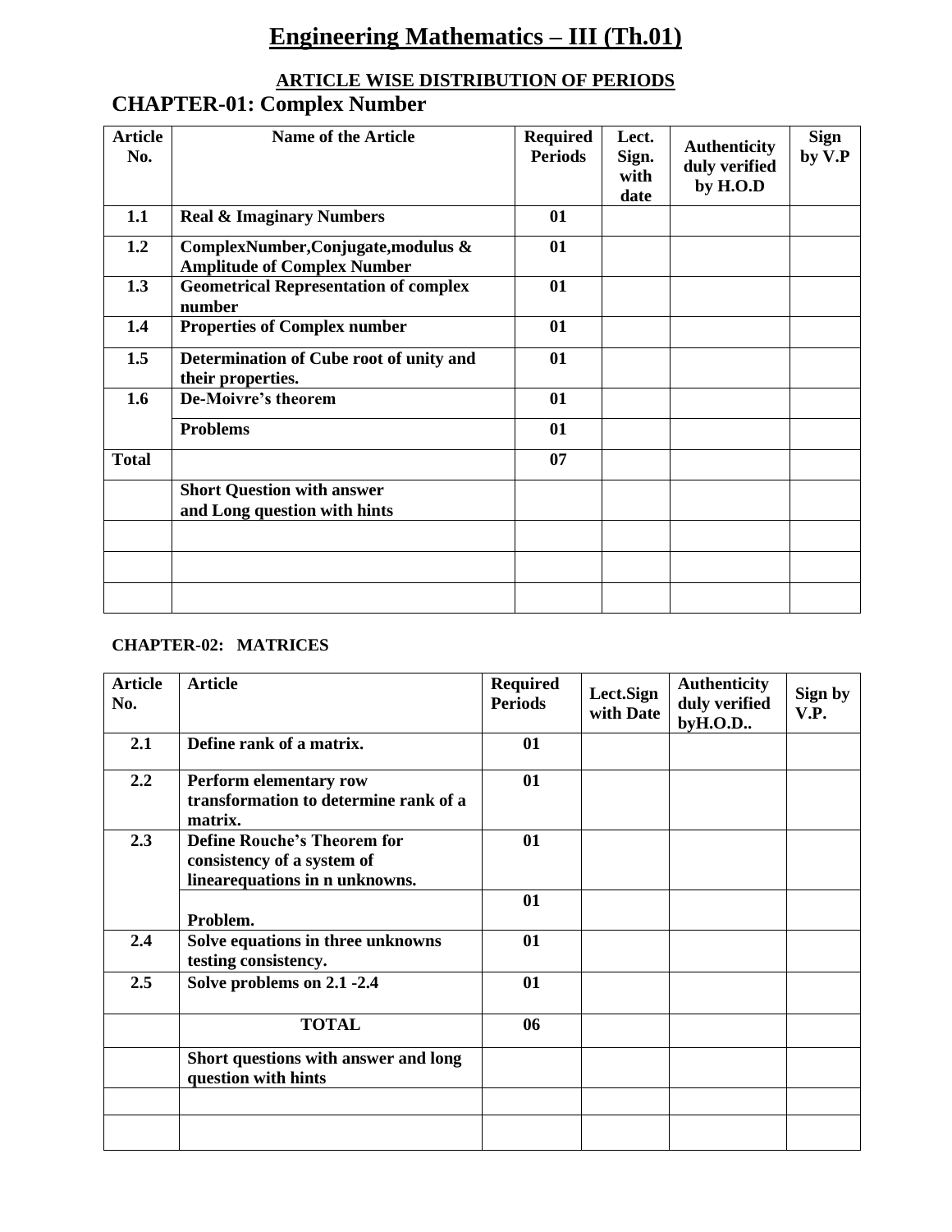# Engineering Mathematics – III (Th.01)

### ARTICLE WISE DISTRIBUTION OF PERIODS

## CHAPTER-01: Complex Number

| Article No. | Name of the Article | Required Periods | Lect. Sign. with date | Authenticity duly verified by H.O.D | Sign by V.P |
|---|---|---|---|---|---|
| **1.1** | **Real & Imaginary Numbers** | **01** | | | |
| **1.2** | **ComplexNumber,Conjugate,modulus & Amplitude of Complex Number** | **01** | | | |
| **1.3** | **Geometrical Representation of complex number** | **01** | | | |
| **1.4** | **Properties of Complex number** | **01** | | | |
| **1.5** | **Determination of Cube root of unity and their properties.** | **01** | | | |
| **1.6** | **De-Moivre's theorem** | **01** | | | |
| | **Problems** | **01** | | | |
| **Total** | | **07** | | | |
| | **Short Question with answer and Long question with hints** | | | | |
| | | | | | |
| | | | | | |
| | | | | | |

### CHAPTER-02: MATRICES

| Article No. | Article | Required Periods | Lect.Sign with Date | Authenticity duly verified byH.O.D.. | Sign by V.P. |
|---|---|---|---|---|---|
| **2.1** | **Define rank of a matrix.** | **01** | | | |
| **2.2** | **Perform elementary row transformation to determine rank of a matrix.** | **01** | | | |
| **2.3** | **Define Rouche's Theorem for consistency of a system of linearequations in n unknowns.** | **01** | | | |
| | **Problem.** | **01** | | | |
| **2.4** | **Solve equations in three unknowns testing consistency.** | **01** | | | |
| **2.5** | **Solve problems on 2.1 -2.4** | **01** | | | |
| | **TOTAL** | **06** | | | |
| | **Short questions with answer and long question with hints** | | | | |
| | | | | | |
| | | | | | |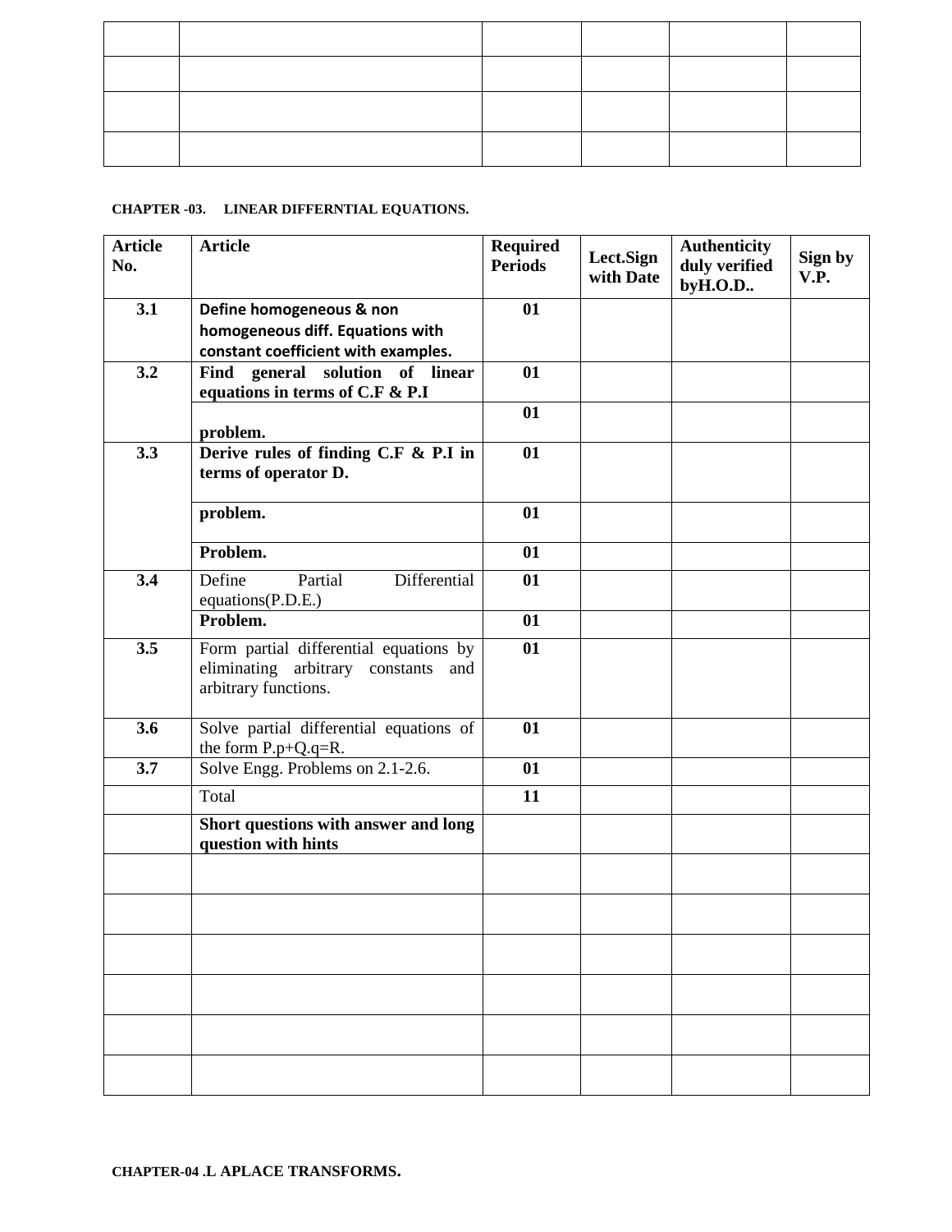| | | | | | |
|---|---|---|---|---|---|
| | | | | | |
| | | | | | |
| | | | | | |
| | | | | | |

**CHAPTER -03. LINEAR DIFFERNTIAL EQUATIONS.**

| Article No. | Article | Required Periods | Lect.Sign with Date | Authenticity duly verified byH.O.D.. | Sign by V.P. |
|---|---|---|---|---|---|
| **3.1** | **Define homogeneous & non homogeneous diff. Equations with constant coefficient with examples.** | **01** | | | |
| **3.2** | **Find general solution of linear equations in terms of C.F & P.I** | **01** | | | |
| | **problem.** | **01** | | | |
| **3.3** | **Derive rules of finding C.F & P.I in terms of operator D.** | **01** | | | |
| | **problem.** | **01** | | | |
| | **Problem.** | **01** | | | |
| **3.4** | Define Partial Differential equations(P.D.E.) | **01** | | | |
| | **Problem.** | **01** | | | |
| **3.5** | Form partial differential equations by eliminating arbitrary constants and arbitrary functions. | **01** | | | |
| **3.6** | Solve partial differential equations of the form P.p+Q.q=R. | **01** | | | |
| **3.7** | Solve Engg. Problems on 2.1-2.6. | **01** | | | |
| | Total | **11** | | | |
| | **Short questions with answer and long question with hints** | | | | |
| | | | | | |
| | | | | | |
| | | | | | |
| | | | | | |
| | | | | | |
| | | | | | |

**CHAPTER-04 .L APLACE TRANSFORMS.**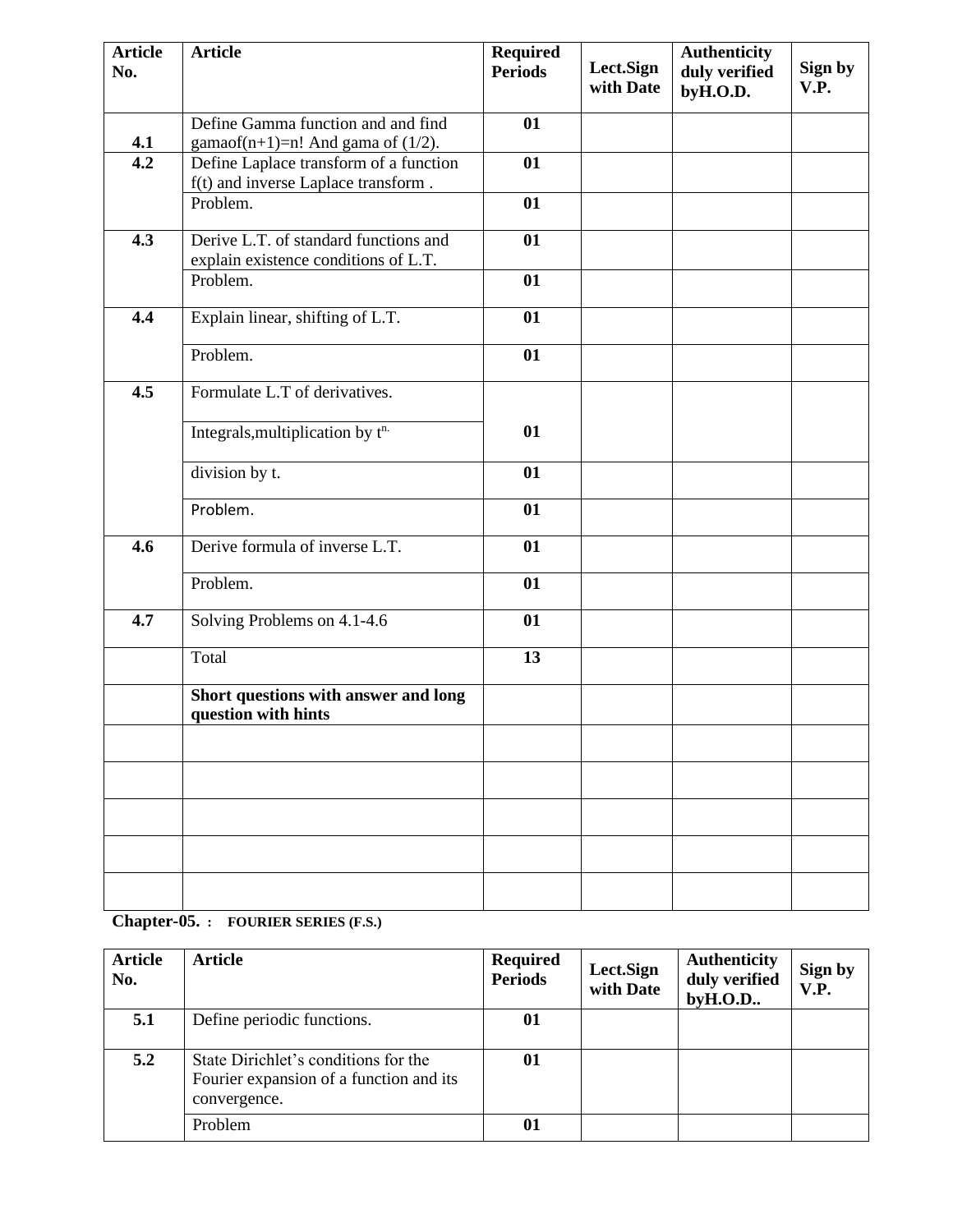| Article No. | Article | Required Periods | Lect.Sign with Date | Authenticity duly verified byH.O.D. | Sign by V.P. |
|---|---|---|---|---|---|
| 4.1 | Define Gamma function and and find gamaof(n+1)=n! And gama of (1/2). | 01 | | | |
| 4.2 | Define Laplace transform of a function f(t) and inverse Laplace transform . | 01 | | | |
| | Problem. | 01 | | | |
| 4.3 | Derive L.T. of standard functions and explain existence conditions of L.T. | 01 | | | |
| | Problem. | 01 | | | |
| 4.4 | Explain linear, shifting of L.T. | 01 | | | |
| | Problem. | 01 | | | |
| 4.5 | Formulate L.T of derivatives. | | | | |
| | Integrals,multiplication by $t^{n.}$ | 01 | | | |
| | division by t. | 01 | | | |
| | Problem. | 01 | | | |
| 4.6 | Derive formula of inverse L.T. | 01 | | | |
| | Problem. | 01 | | | |
| 4.7 | Solving Problems on 4.1-4.6 | 01 | | | |
| | Total | 13 | | | |
| | **Short questions with answer and long question with hints** | | | | |
| | | | | | |
| | | | | | |
| | | | | | |
| | | | | | |
| | | | | | |

**Chapter-05. : FOURIER SERIES (F.S.)**

| Article No. | Article | Required Periods | Lect.Sign with Date | Authenticity duly verified byH.O.D.. | Sign by V.P. |
|---|---|---|---|---|---|
| 5.1 | Define periodic functions. | 01 | | | |
| 5.2 | State Dirichlet's conditions for the Fourier expansion of a function and its convergence. | 01 | | | |
| | Problem | 01 | | | |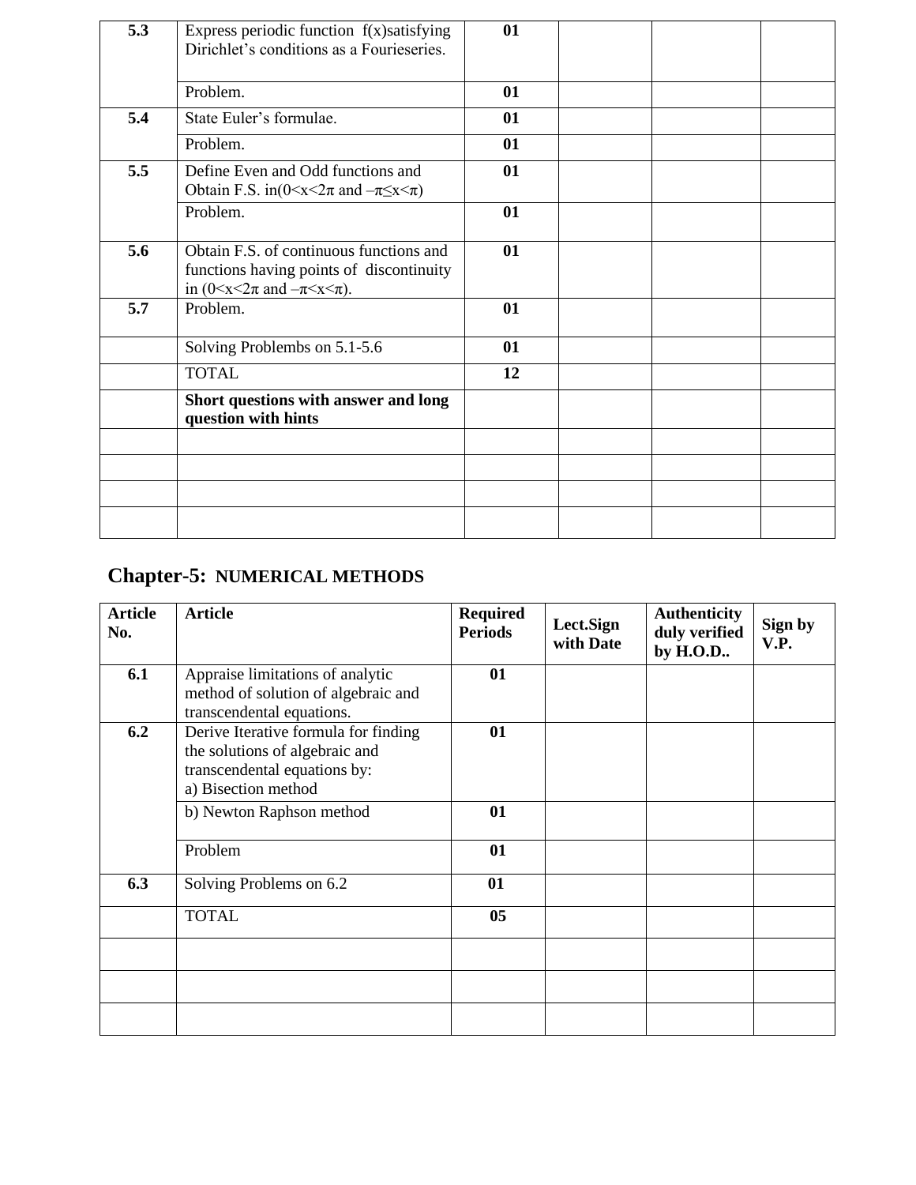| 5.3 | Express periodic function f(x)satisfying Dirichlet's conditions as a Fourieseries. | 01 | | | |
|---|---|---|---|---|---|
| | Problem. | 01 | | | |
| 5.4 | State Euler's formulae. | 01 | | | |
| | Problem. | 01 | | | |
| 5.5 | Define Even and Odd functions and Obtain F.S. in($0<x<2\pi$ and $-\pi\leq x<\pi$) | 01 | | | |
| | Problem. | 01 | | | |
| 5.6 | Obtain F.S. of continuous functions and functions having points of discontinuity in ($0<x<2\pi$ and $-\pi<x<\pi$). | 01 | | | |
| 5.7 | Problem. | 01 | | | |
| | Solving Problembs on 5.1-5.6 | 01 | | | |
| | TOTAL | 12 | | | |
| | **Short questions with answer and long question with hints** | | | | |
| | | | | | |
| | | | | | |
| | | | | | |
| | | | | | |

## Chapter-5: NUMERICAL METHODS

| Article No. | Article | Required Periods | Lect.Sign with Date | Authenticity duly verified by H.O.D.. | Sign by V.P. |
|---|---|---|---|---|---|
| 6.1 | Appraise limitations of analytic method of solution of algebraic and transcendental equations. | 01 | | | |
| 6.2 | Derive Iterative formula for finding the solutions of algebraic and transcendental equations by:<br>a) Bisection method | 01 | | | |
| | b) Newton Raphson method | 01 | | | |
| | Problem | 01 | | | |
| 6.3 | Solving Problems on 6.2 | 01 | | | |
| | TOTAL | 05 | | | |
| | | | | | |
| | | | | | |
| | | | | | |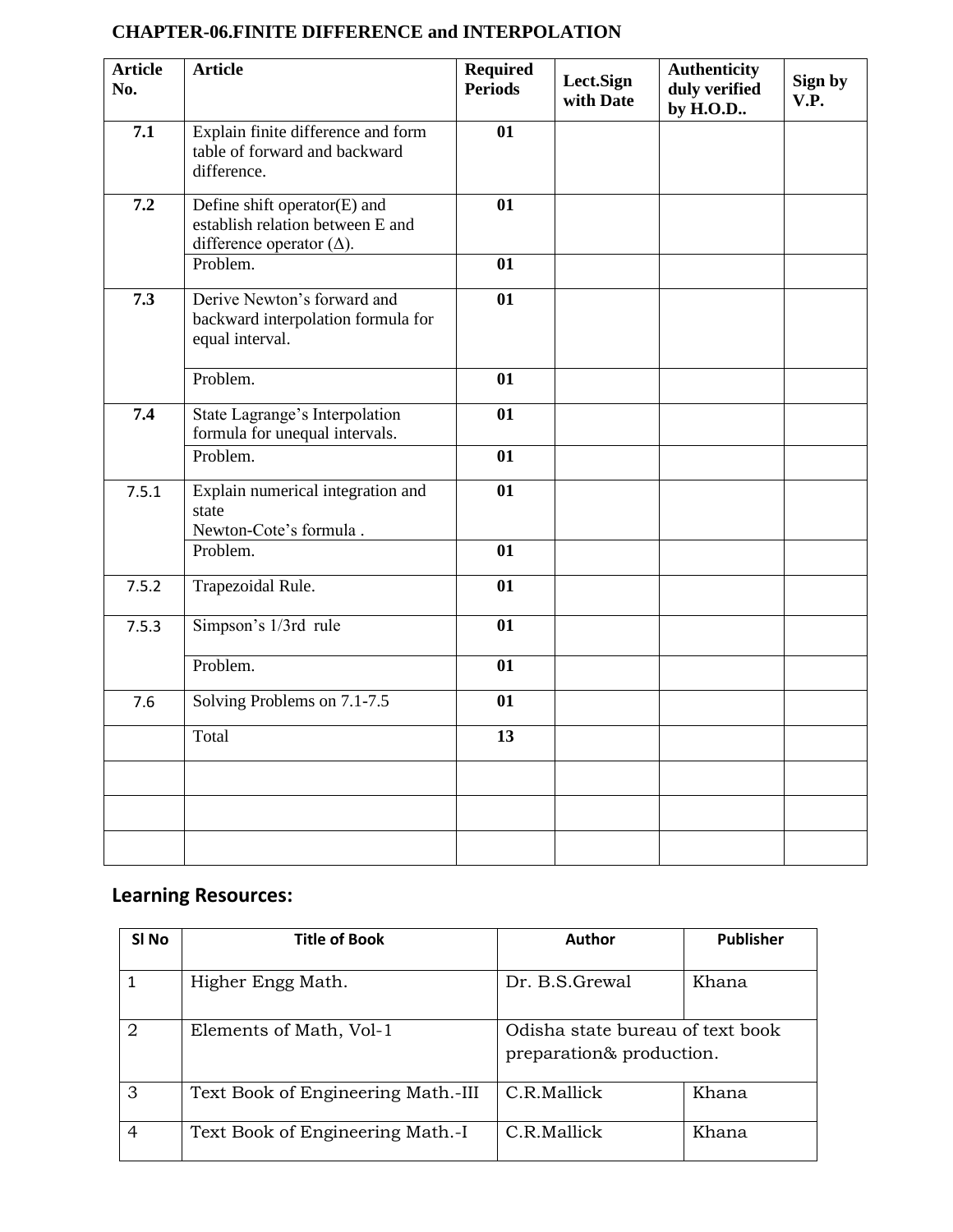## CHAPTER-06.FINITE DIFFERENCE and INTERPOLATION

| Article No. | Article | Required Periods | Lect.Sign with Date | Authenticity duly verified by H.O.D.. | Sign by V.P. |
|---|---|---|---|---|---|
| 7.1 | Explain finite difference and form table of forward and backward difference. | 01 | | | |
| 7.2 | Define shift operator(E) and establish relation between E and difference operator ($\Delta$). | 01 | | | |
| | Problem. | 01 | | | |
| 7.3 | Derive Newton's forward and backward interpolation formula for equal interval. | 01 | | | |
| | Problem. | 01 | | | |
| 7.4 | State Lagrange's Interpolation formula for unequal intervals. | 01 | | | |
| | Problem. | 01 | | | |
| 7.5.1 | Explain numerical integration and state Newton-Cote's formula . | 01 | | | |
| | Problem. | 01 | | | |
| 7.5.2 | Trapezoidal Rule. | 01 | | | |
| 7.5.3 | Simpson's 1/3rd rule | 01 | | | |
| | Problem. | 01 | | | |
| 7.6 | Solving Problems on 7.1-7.5 | 01 | | | |
| | Total | 13 | | | |
| | | | | | |
| | | | | | |
| | | | | | |

## Learning Resources:

| Sl No | Title of Book | Author | Publisher |
|---|---|---|---|
| 1 | Higher Engg Math. | Dr. B.S.Grewal | Khana |
| 2 | Elements of Math, Vol-1 | Odisha state bureau of text book preparation& production. | |
| 3 | Text Book of Engineering Math.-III | C.R.Mallick | Khana |
| 4 | Text Book of Engineering Math.-I | C.R.Mallick | Khana |